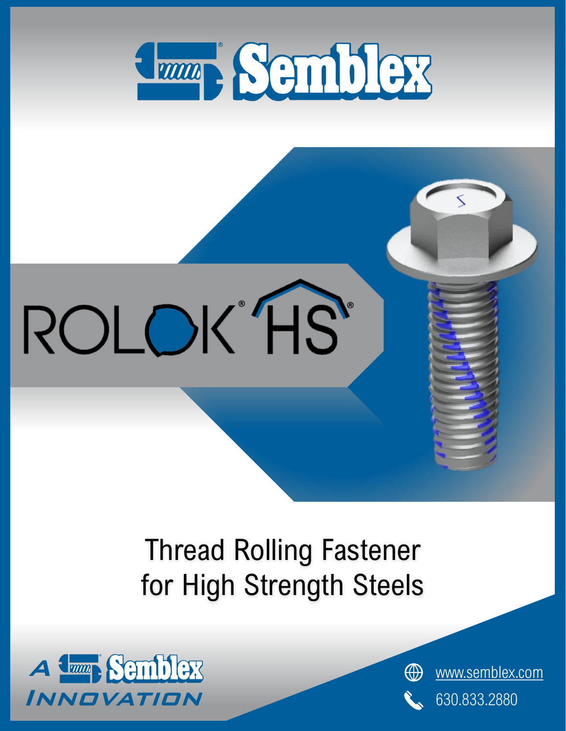# Semblex

# ROLOK® HS®

## Thread Rolling Fastener for High Strength Steels

A Semblex Innovation

www.semblex.com

630.833.2880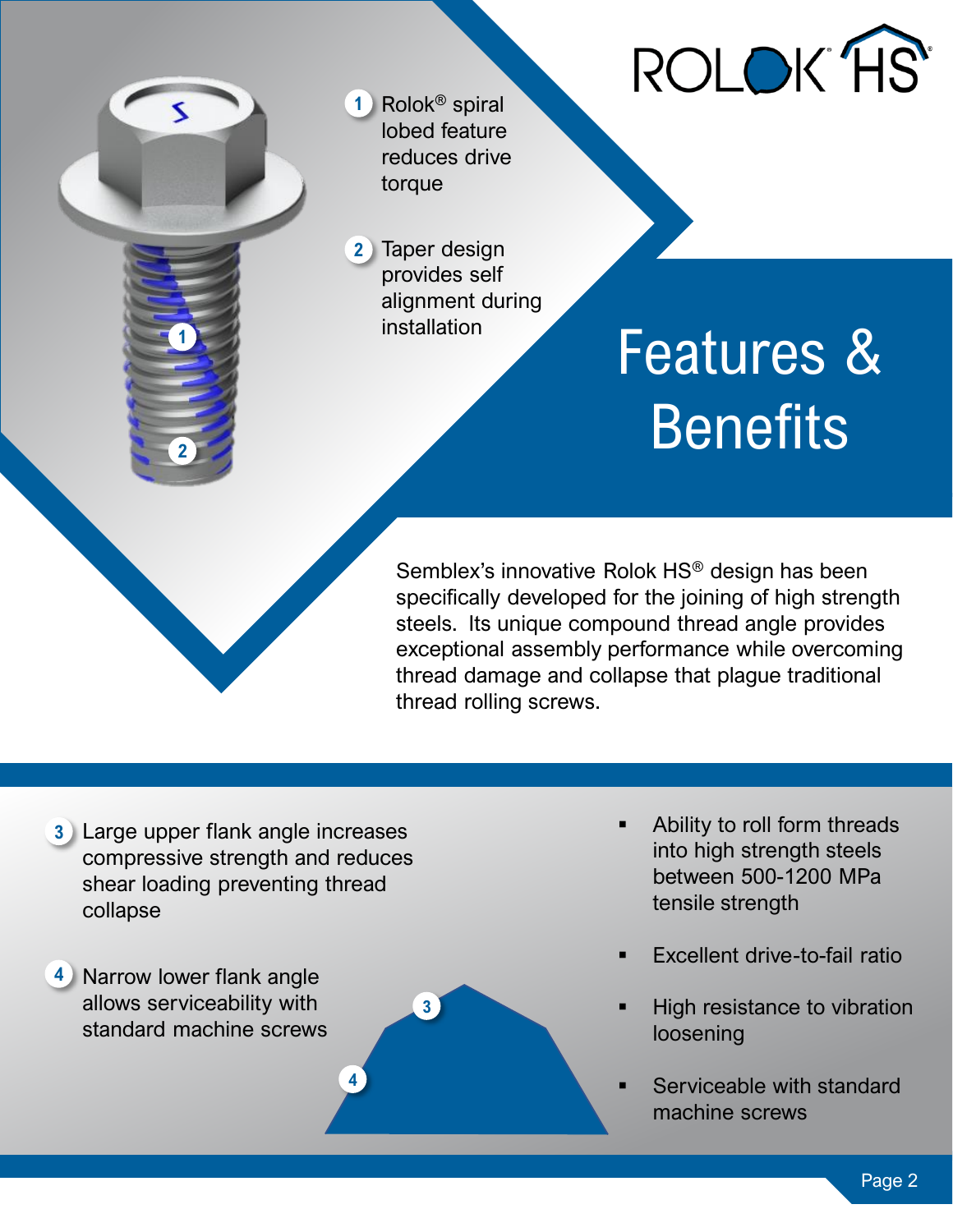ROLOK® HS®

# Features & Benefits

1. Rolok® spiral lobed feature reduces drive torque
2. Taper design provides self alignment during installation

Semblex's innovative Rolok HS® design has been specifically developed for the joining of high strength steels. Its unique compound thread angle provides exceptional assembly performance while overcoming thread damage and collapse that plague traditional thread rolling screws.

3. Large upper flank angle increases compressive strength and reduces shear loading preventing thread collapse
4. Narrow lower flank angle allows serviceability with standard machine screws

- Ability to roll form threads into high strength steels between 500-1200 MPa tensile strength
- Excellent drive-to-fail ratio
- High resistance to vibration loosening
- Serviceable with standard machine screws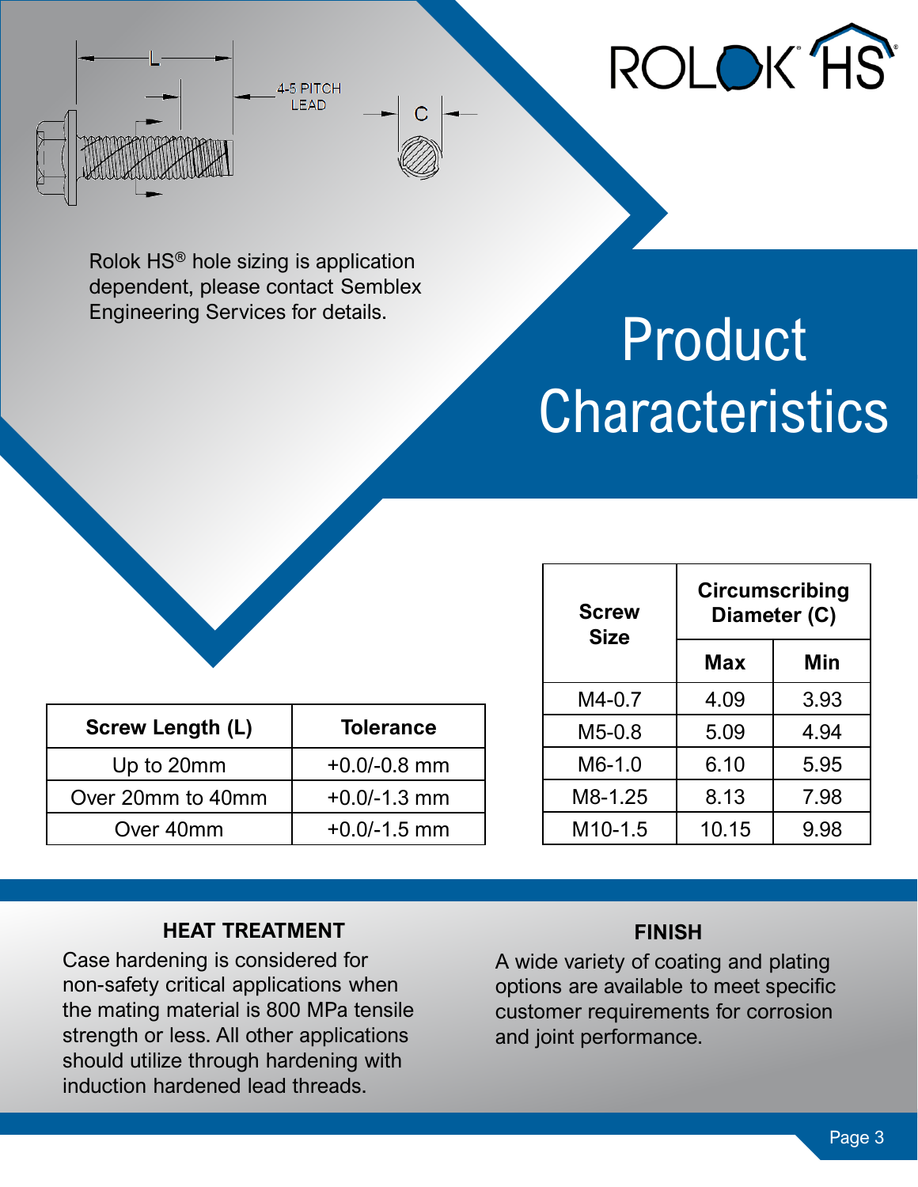# Product Characteristics

L

4-5 PITCH LEAD

C

Rolok HS® hole sizing is application dependent, please contact Semblex Engineering Services for details.

| Screw Length (L) | Tolerance |
|---|---|
| Up to 20mm | +0.0/-0.8 mm |
| Over 20mm to 40mm | +0.0/-1.3 mm |
| Over 40mm | +0.0/-1.5 mm |

| Screw Size | Circumscribing Diameter (C) | |
|---|---|---|
| | Max | Min |
| M4-0.7 | 4.09 | 3.93 |
| M5-0.8 | 5.09 | 4.94 |
| M6-1.0 | 6.10 | 5.95 |
| M8-1.25 | 8.13 | 7.98 |
| M10-1.5 | 10.15 | 9.98 |

## HEAT TREATMENT

Case hardening is considered for non-safety critical applications when the mating material is 800 MPa tensile strength or less. All other applications should utilize through hardening with induction hardened lead threads.

## FINISH

A wide variety of coating and plating options are available to meet specific customer requirements for corrosion and joint performance.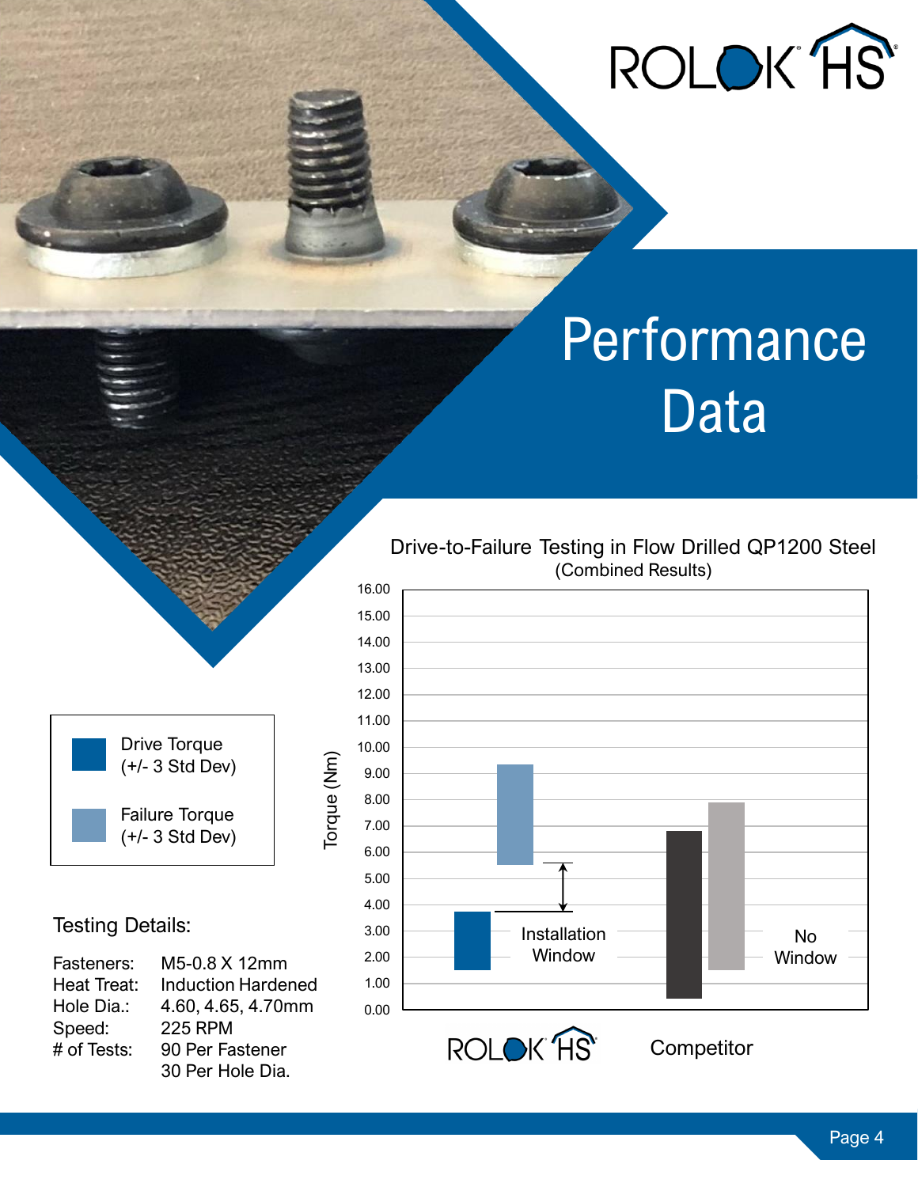# Performance Data

## Drive-to-Failure Testing in Flow Drilled QP1200 Steel
(Combined Results)

- Drive Torque (+/- 3 Std Dev)
- Failure Torque (+/- 3 Std Dev)

Torque (Nm)

ROLOK HS: Installation Window

Competitor: No Window

### Testing Details:

| | |
|---|---|
| Fasteners: | M5-0.8 X 12mm |
| Heat Treat: | Induction Hardened |
| Hole Dia.: | 4.60, 4.65, 4.70mm |
| Speed: | 225 RPM |
| # of Tests: | 90 Per Fastener<br>30 Per Hole Dia. |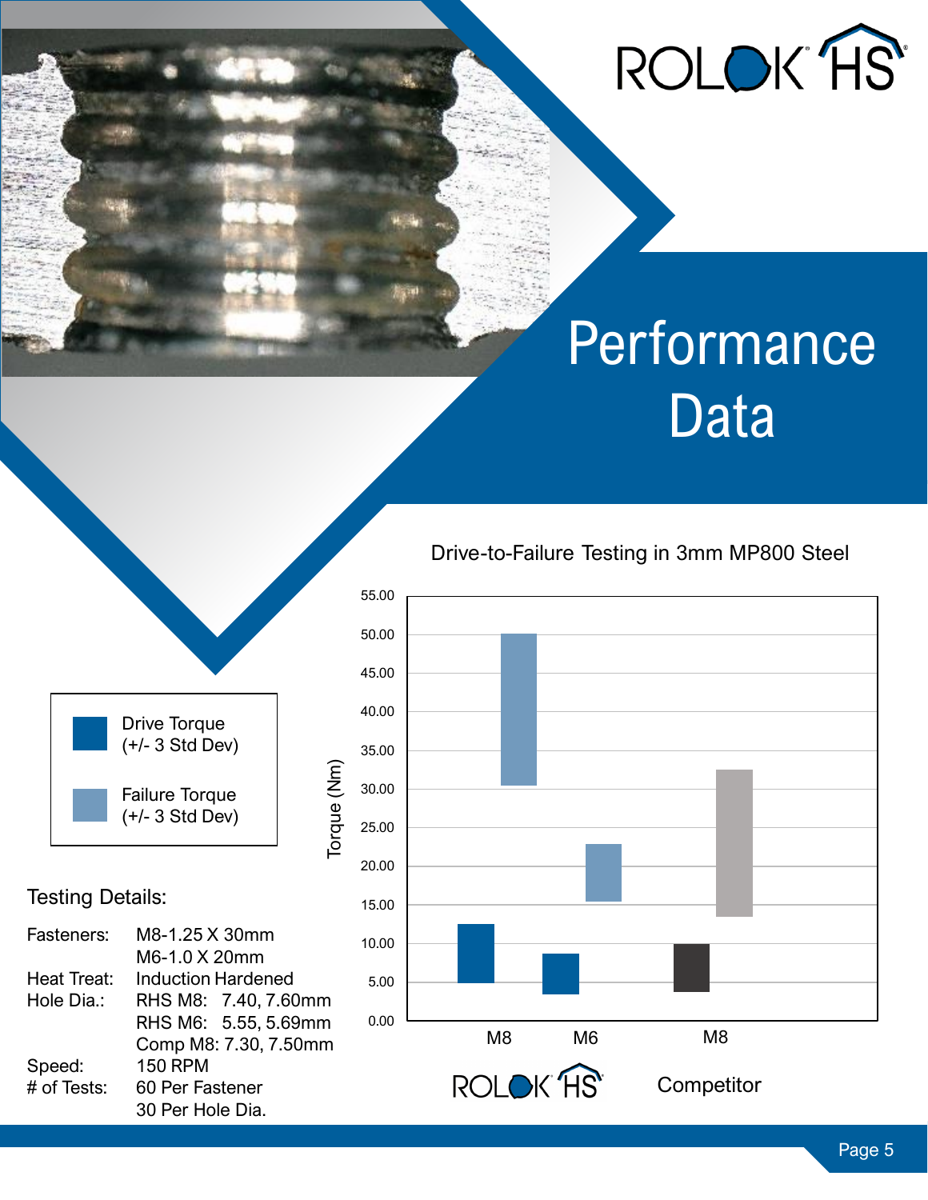# Performance Data

## Drive-to-Failure Testing in 3mm MP800 Steel

Torque (Nm)

| | ROLOK HS M8 | ROLOK HS M6 | Competitor M8 |
|---|---|---|---|
| Drive Torque (+/- 3 Std Dev) | 5.00 – 12.50 | 3.40 – 8.70 | 3.70 – 9.90 |
| Failure Torque (+/- 3 Std Dev) | 30.40 – 50.10 | 15.40 – 22.80 | 13.40 – 32.50 |

Legend:
- Drive Torque (+/- 3 Std Dev)
- Failure Torque (+/- 3 Std Dev)

### Testing Details:

| | |
|---|---|
| Fasteners: | M8-1.25 X 30mm |
| | M6-1.0 X 20mm |
| Heat Treat: | Induction Hardened |
| Hole Dia.: | RHS M8: 7.40, 7.60mm |
| | RHS M6: 5.55, 5.69mm |
| | Comp M8: 7.30, 7.50mm |
| Speed: | 150 RPM |
| # of Tests: | 60 Per Fastener |
| | 30 Per Hole Dia. |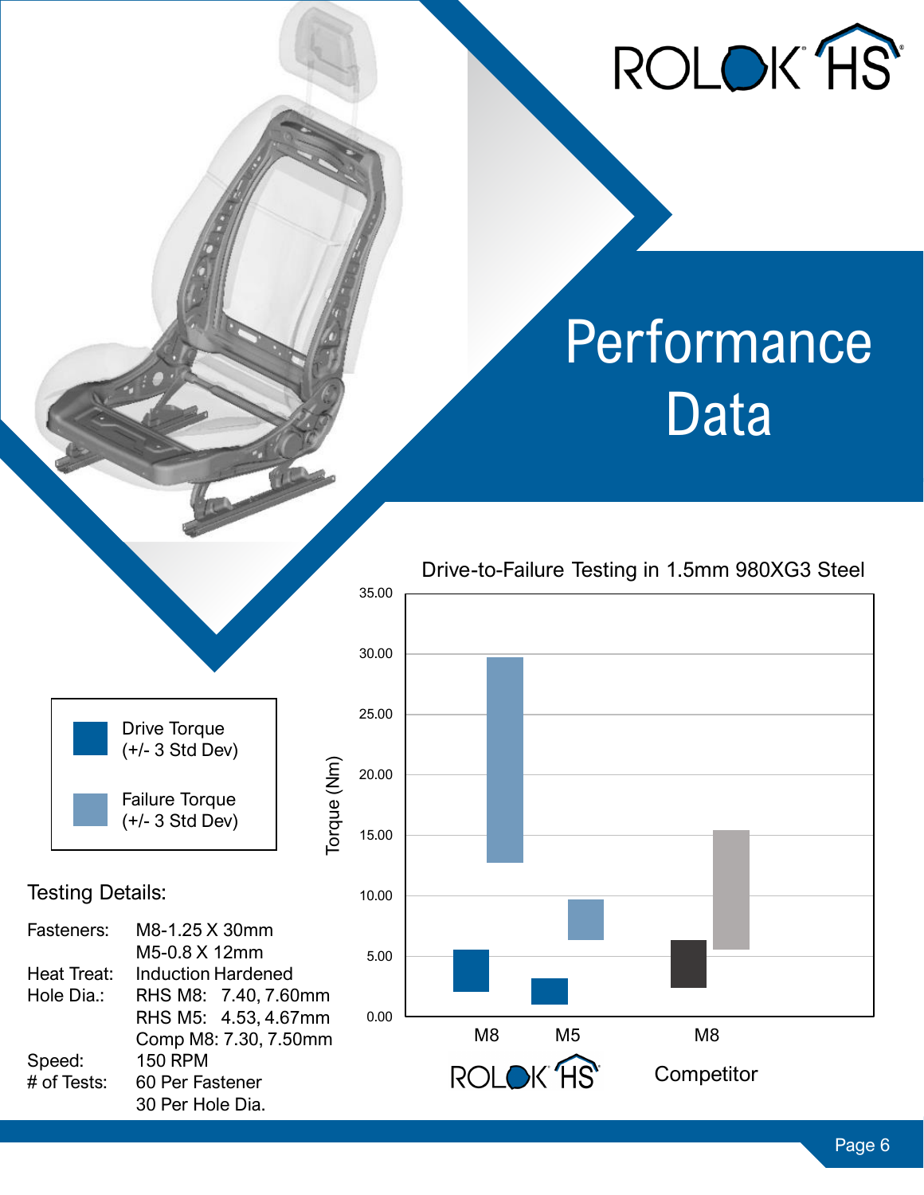# Performance Data

## Drive-to-Failure Testing in 1.5mm 980XG3 Steel

Legend:
- Drive Torque (+/- 3 Std Dev)
- Failure Torque (+/- 3 Std Dev)

Torque (Nm): 0.00, 5.00, 10.00, 15.00, 20.00, 25.00, 30.00, 35.00

ROLOK HS: M8, M5

Competitor: M8

### Testing Details:

| | |
|---|---|
| Fasteners: | M8-1.25 X 30mm |
| | M5-0.8 X 12mm |
| Heat Treat: | Induction Hardened |
| Hole Dia.: | RHS M8: 7.40, 7.60mm |
| | RHS M5: 4.53, 4.67mm |
| | Comp M8: 7.30, 7.50mm |
| Speed: | 150 RPM |
| # of Tests: | 60 Per Fastener |
| | 30 Per Hole Dia. |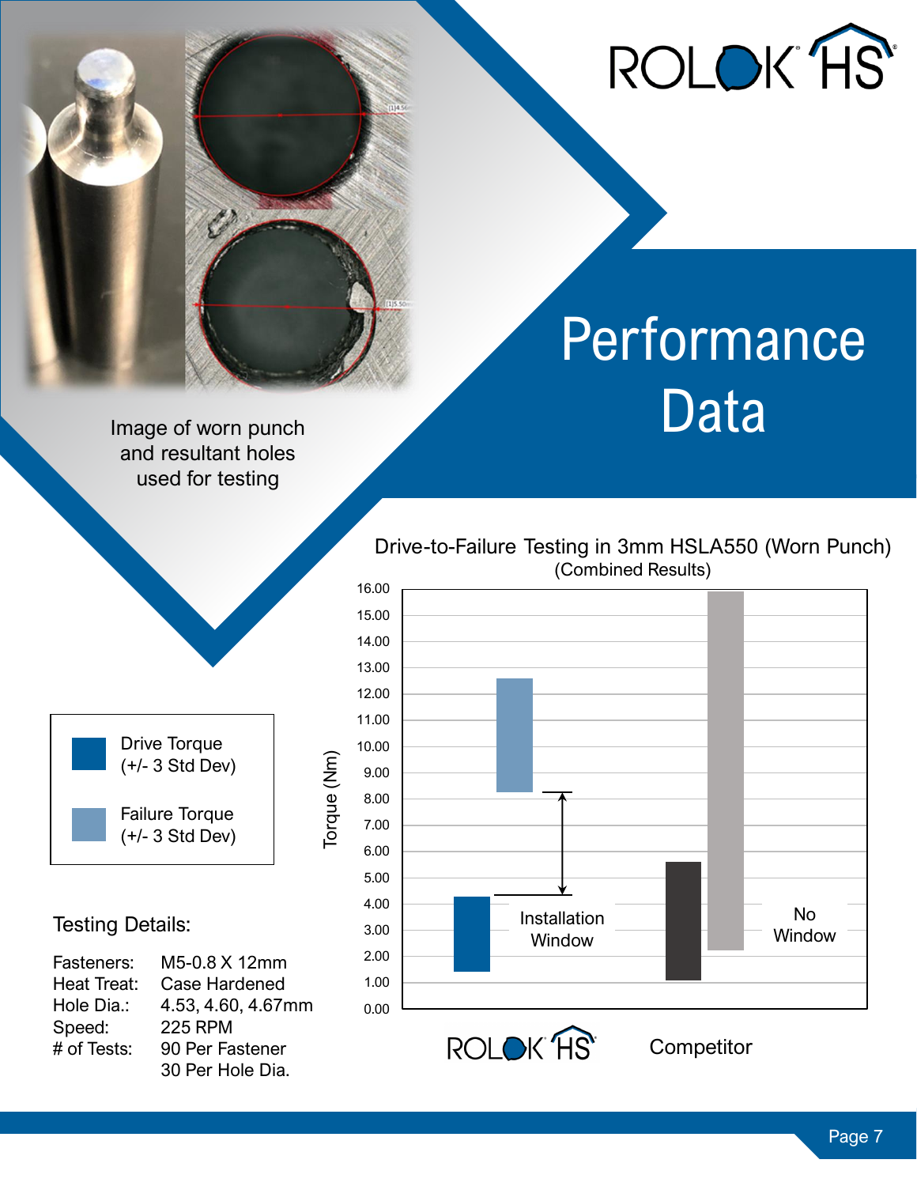# Performance Data

Image of worn punch and resultant holes used for testing

## Drive-to-Failure Testing in 3mm HSLA550 (Worn Punch)

(Combined Results)

- Drive Torque (+/- 3 Std Dev)
- Failure Torque (+/- 3 Std Dev)

Installation Window

No Window

ROLOK HS | Competitor

Torque (Nm)

### Testing Details:

| | |
|---|---|
| Fasteners: | M5-0.8 X 12mm |
| Heat Treat: | Case Hardened |
| Hole Dia.: | 4.53, 4.60, 4.67mm |
| Speed: | 225 RPM |
| # of Tests: | 90 Per Fastener<br>30 Per Hole Dia. |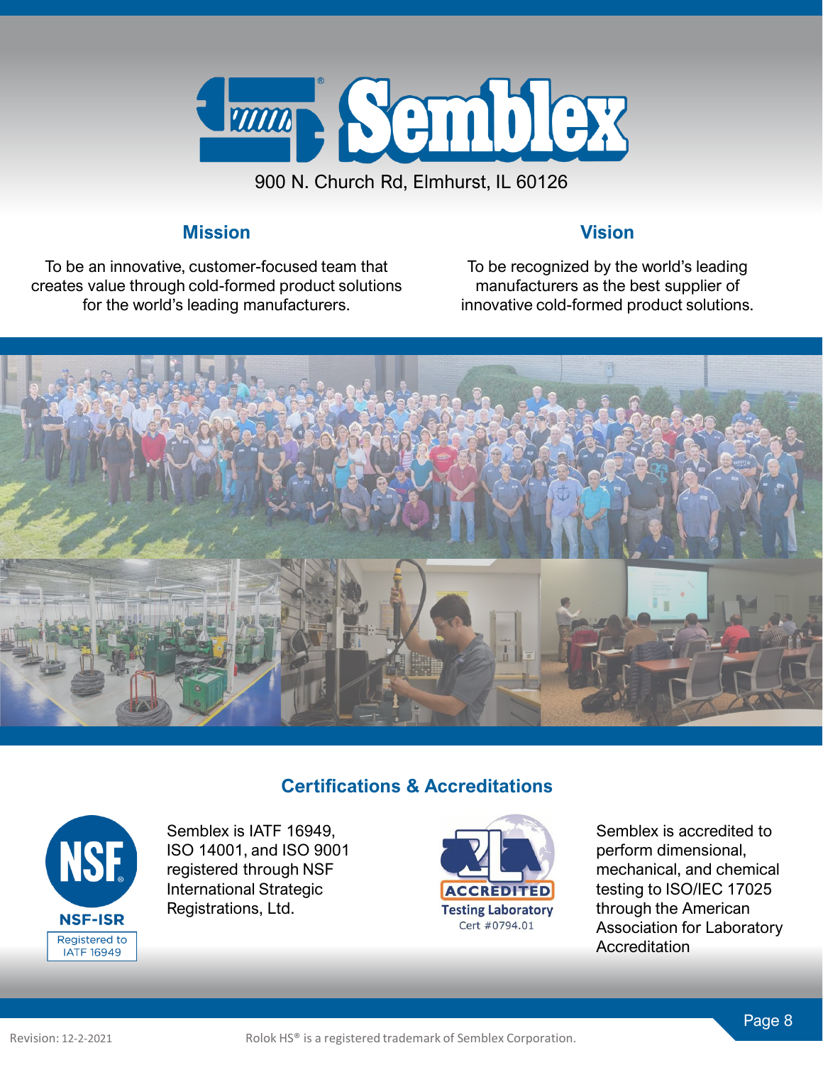# Semblex

900 N. Church Rd, Elmhurst, IL 60126

## Mission

To be an innovative, customer-focused team that creates value through cold-formed product solutions for the world's leading manufacturers.

## Vision

To be recognized by the world's leading manufacturers as the best supplier of innovative cold-formed product solutions.

## Certifications & Accreditations

NSF

NSF-ISR

Registered to IATF 16949

Semblex is IATF 16949, ISO 14001, and ISO 9001 registered through NSF International Strategic Registrations, Ltd.

A2LA

ACCREDITED

Testing Laboratory

Cert #0794.01

Semblex is accredited to perform dimensional, mechanical, and chemical testing to ISO/IEC 17025 through the American Association for Laboratory Accreditation

Revision: 12-2-2021

Rolok HS® is a registered trademark of Semblex Corporation.